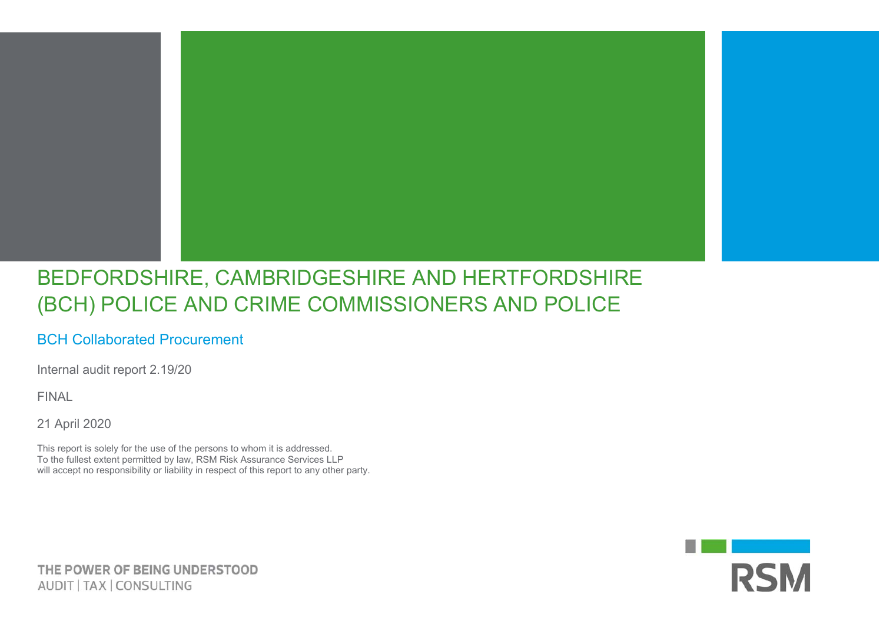# BEDFORDSHIRE, CAMBRIDGESHIRE AND HERTFORDSHIRE (BCH) POLICE AND CRIME COMMISSIONERS AND POLICE

## BCH Collaborated Procurement

Internal audit report 2.19/20

FINAL

21 April 2020

This report is solely for the use of the persons to whom it is addressed.
To the fullest extent permitted by law, RSM Risk Assurance Services LLP
will accept no responsibility or liability in respect of this report to any other party.

THE POWER OF BEING UNDERSTOOD
AUDIT | TAX | CONSULTING

RSM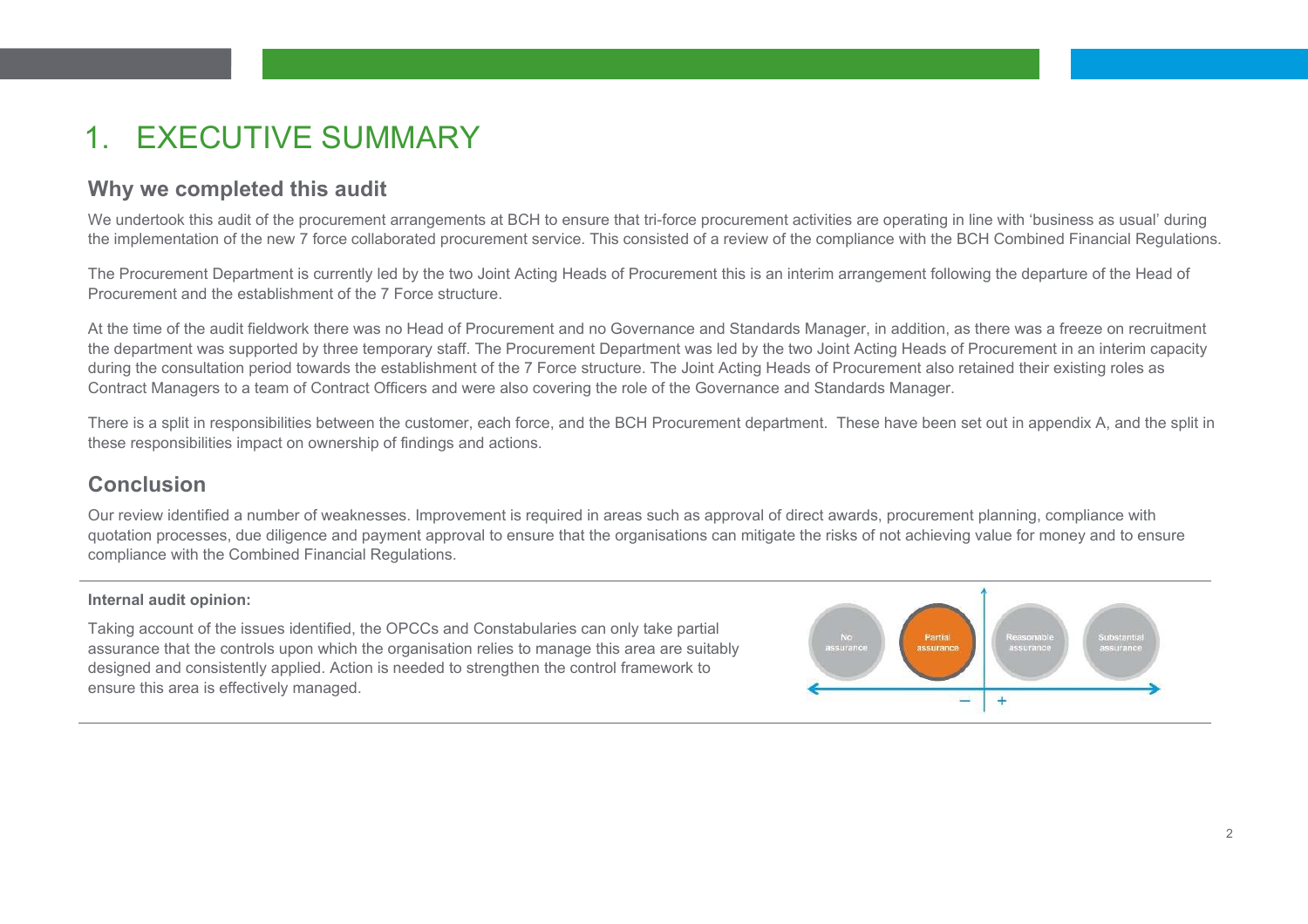# 1. EXECUTIVE SUMMARY

## Why we completed this audit

We undertook this audit of the procurement arrangements at BCH to ensure that tri-force procurement activities are operating in line with 'business as usual' during the implementation of the new 7 force collaborated procurement service. This consisted of a review of the compliance with the BCH Combined Financial Regulations.

The Procurement Department is currently led by the two Joint Acting Heads of Procurement this is an interim arrangement following the departure of the Head of Procurement and the establishment of the 7 Force structure.

At the time of the audit fieldwork there was no Head of Procurement and no Governance and Standards Manager, in addition, as there was a freeze on recruitment the department was supported by three temporary staff. The Procurement Department was led by the two Joint Acting Heads of Procurement in an interim capacity during the consultation period towards the establishment of the 7 Force structure. The Joint Acting Heads of Procurement also retained their existing roles as Contract Managers to a team of Contract Officers and were also covering the role of the Governance and Standards Manager.

There is a split in responsibilities between the customer, each force, and the BCH Procurement department. These have been set out in appendix A, and the split in these responsibilities impact on ownership of findings and actions.

## Conclusion

Our review identified a number of weaknesses. Improvement is required in areas such as approval of direct awards, procurement planning, compliance with quotation processes, due diligence and payment approval to ensure that the organisations can mitigate the risks of not achieving value for money and to ensure compliance with the Combined Financial Regulations.

**Internal audit opinion:**

Taking account of the issues identified, the OPCCs and Constabularies can only take partial assurance that the controls upon which the organisation relies to manage this area are suitably designed and consistently applied. Action is needed to strengthen the control framework to ensure this area is effectively managed.

No assurance | **Partial assurance** | Reasonable assurance | Substantial assurance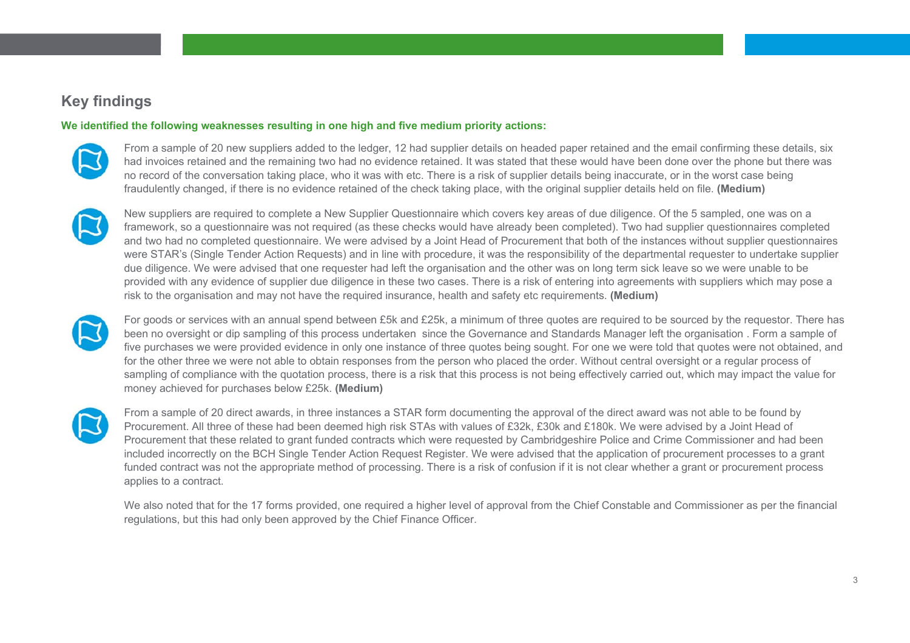## Key findings

**We identified the following weaknesses resulting in one high and five medium priority actions:**

From a sample of 20 new suppliers added to the ledger, 12 had supplier details on headed paper retained and the email confirming these details, six had invoices retained and the remaining two had no evidence retained. It was stated that these would have been done over the phone but there was no record of the conversation taking place, who it was with etc. There is a risk of supplier details being inaccurate, or in the worst case being fraudulently changed, if there is no evidence retained of the check taking place, with the original supplier details held on file. **(Medium)**

New suppliers are required to complete a New Supplier Questionnaire which covers key areas of due diligence. Of the 5 sampled, one was on a framework, so a questionnaire was not required (as these checks would have already been completed). Two had supplier questionnaires completed and two had no completed questionnaire. We were advised by a Joint Head of Procurement that both of the instances without supplier questionnaires were STAR's (Single Tender Action Requests) and in line with procedure, it was the responsibility of the departmental requester to undertake supplier due diligence. We were advised that one requester had left the organisation and the other was on long term sick leave so we were unable to be provided with any evidence of supplier due diligence in these two cases. There is a risk of entering into agreements with suppliers which may pose a risk to the organisation and may not have the required insurance, health and safety etc requirements. **(Medium)**

For goods or services with an annual spend between £5k and £25k, a minimum of three quotes are required to be sourced by the requestor. There has been no oversight or dip sampling of this process undertaken since the Governance and Standards Manager left the organisation . Form a sample of five purchases we were provided evidence in only one instance of three quotes being sought. For one we were told that quotes were not obtained, and for the other three we were not able to obtain responses from the person who placed the order. Without central oversight or a regular process of sampling of compliance with the quotation process, there is a risk that this process is not being effectively carried out, which may impact the value for money achieved for purchases below £25k. **(Medium)**

From a sample of 20 direct awards, in three instances a STAR form documenting the approval of the direct award was not able to be found by Procurement. All three of these had been deemed high risk STAs with values of £32k, £30k and £180k. We were advised by a Joint Head of Procurement that these related to grant funded contracts which were requested by Cambridgeshire Police and Crime Commissioner and had been included incorrectly on the BCH Single Tender Action Request Register. We were advised that the application of procurement processes to a grant funded contract was not the appropriate method of processing. There is a risk of confusion if it is not clear whether a grant or procurement process applies to a contract.

We also noted that for the 17 forms provided, one required a higher level of approval from the Chief Constable and Commissioner as per the financial regulations, but this had only been approved by the Chief Finance Officer.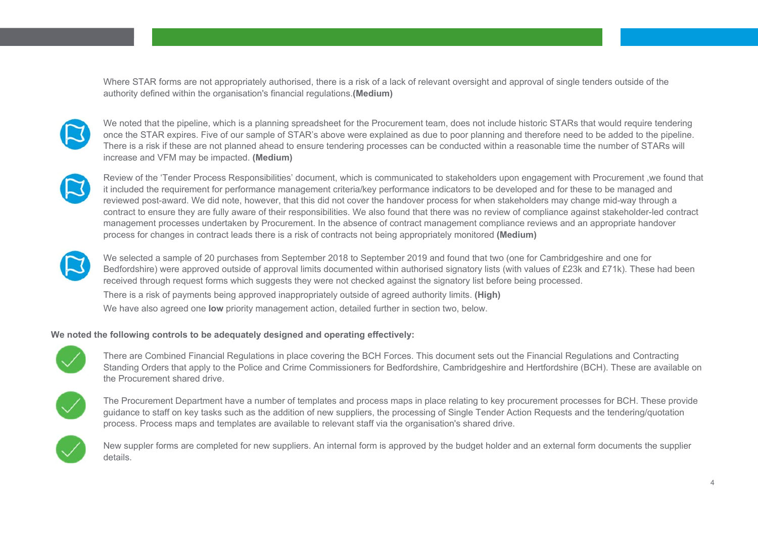Where STAR forms are not appropriately authorised, there is a risk of a lack of relevant oversight and approval of single tenders outside of the authority defined within the organisation's financial regulations.**(Medium)**

We noted that the pipeline, which is a planning spreadsheet for the Procurement team, does not include historic STARs that would require tendering once the STAR expires. Five of our sample of STAR's above were explained as due to poor planning and therefore need to be added to the pipeline. There is a risk if these are not planned ahead to ensure tendering processes can be conducted within a reasonable time the number of STARs will increase and VFM may be impacted. **(Medium)**

Review of the 'Tender Process Responsibilities' document, which is communicated to stakeholders upon engagement with Procurement ,we found that it included the requirement for performance management criteria/key performance indicators to be developed and for these to be managed and reviewed post-award. We did note, however, that this did not cover the handover process for when stakeholders may change mid-way through a contract to ensure they are fully aware of their responsibilities. We also found that there was no review of compliance against stakeholder-led contract management processes undertaken by Procurement. In the absence of contract management compliance reviews and an appropriate handover process for changes in contract leads there is a risk of contracts not being appropriately monitored **(Medium)**

We selected a sample of 20 purchases from September 2018 to September 2019 and found that two (one for Cambridgeshire and one for Bedfordshire) were approved outside of approval limits documented within authorised signatory lists (with values of £23k and £71k). These had been received through request forms which suggests they were not checked against the signatory list before being processed.

There is a risk of payments being approved inappropriately outside of agreed authority limits. **(High)**

We have also agreed one **low** priority management action, detailed further in section two, below.

**We noted the following controls to be adequately designed and operating effectively:**

There are Combined Financial Regulations in place covering the BCH Forces. This document sets out the Financial Regulations and Contracting Standing Orders that apply to the Police and Crime Commissioners for Bedfordshire, Cambridgeshire and Hertfordshire (BCH). These are available on the Procurement shared drive.

The Procurement Department have a number of templates and process maps in place relating to key procurement processes for BCH. These provide guidance to staff on key tasks such as the addition of new suppliers, the processing of Single Tender Action Requests and the tendering/quotation process. Process maps and templates are available to relevant staff via the organisation's shared drive.

New suppler forms are completed for new suppliers. An internal form is approved by the budget holder and an external form documents the supplier details.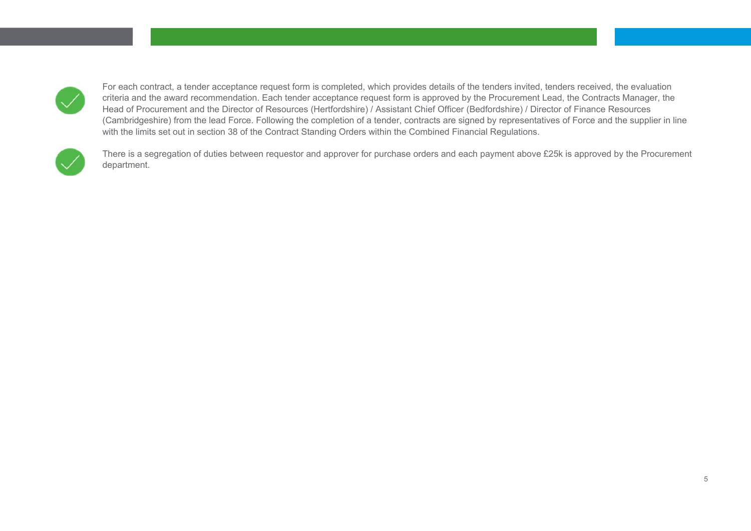- For each contract, a tender acceptance request form is completed, which provides details of the tenders invited, tenders received, the evaluation criteria and the award recommendation. Each tender acceptance request form is approved by the Procurement Lead, the Contracts Manager, the Head of Procurement and the Director of Resources (Hertfordshire) / Assistant Chief Officer (Bedfordshire) / Director of Finance Resources (Cambridgeshire) from the lead Force. Following the completion of a tender, contracts are signed by representatives of Force and the supplier in line with the limits set out in section 38 of the Contract Standing Orders within the Combined Financial Regulations.

- There is a segregation of duties between requestor and approver for purchase orders and each payment above £25k is approved by the Procurement department.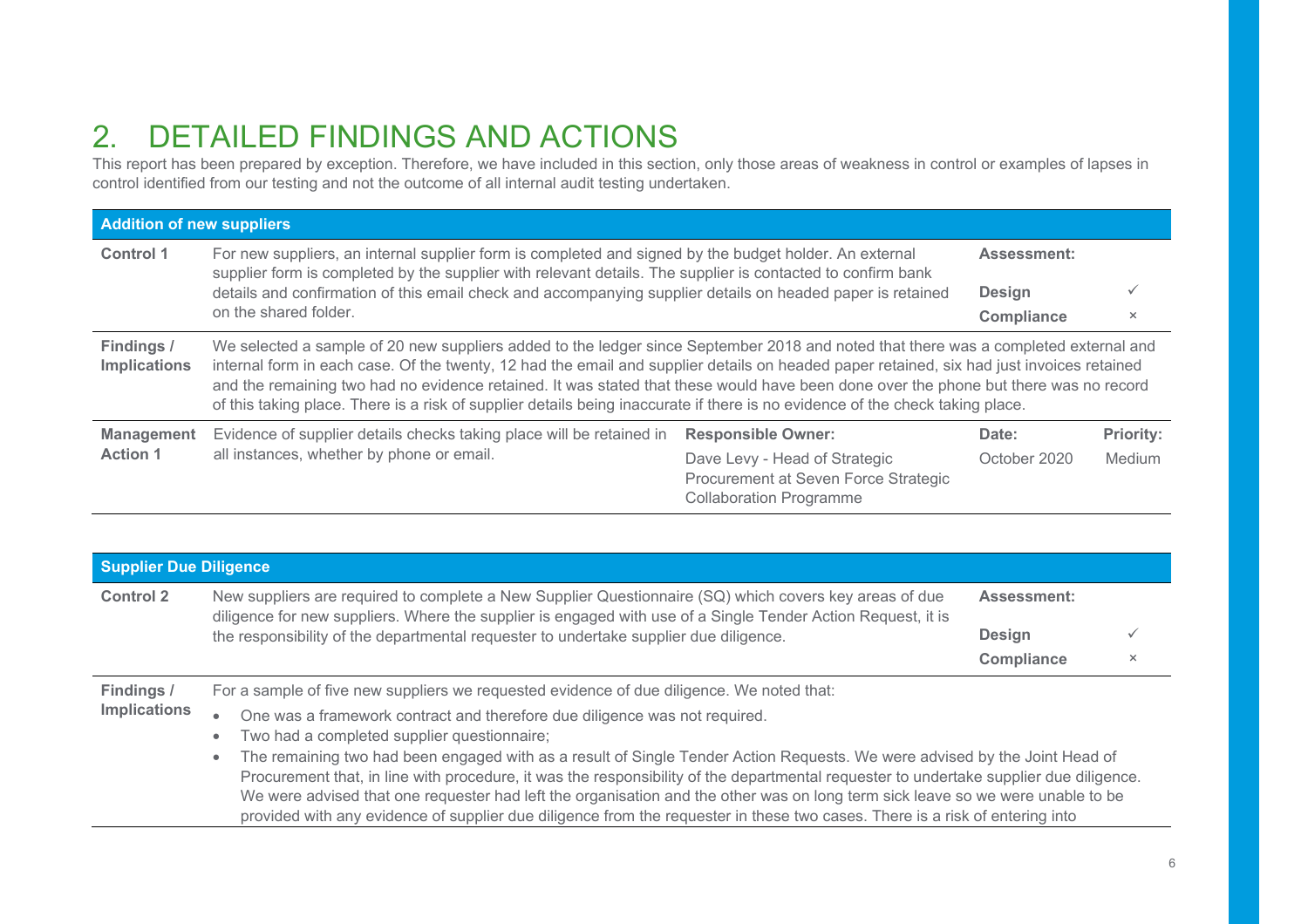# 2. DETAILED FINDINGS AND ACTIONS

This report has been prepared by exception. Therefore, we have included in this section, only those areas of weakness in control or examples of lapses in control identified from our testing and not the outcome of all internal audit testing undertaken.

| **Addition of new suppliers** | | | | |
|---|---|---|---|---|
| **Control 1** | For new suppliers, an internal supplier form is completed and signed by the budget holder. An external supplier form is completed by the supplier with relevant details. The supplier is contacted to confirm bank details and confirmation of this email check and accompanying supplier details on headed paper is retained on the shared folder. | | **Assessment:**<br>**Design**<br>**Compliance** | <br>✓<br>× |
| **Findings / Implications** | We selected a sample of 20 new suppliers added to the ledger since September 2018 and noted that there was a completed external and internal form in each case. Of the twenty, 12 had the email and supplier details on headed paper retained, six had just invoices retained and the remaining two had no evidence retained. It was stated that these would have been done over the phone but there was no record of this taking place. There is a risk of supplier details being inaccurate if there is no evidence of the check taking place. | | | |
| **Management Action 1** | Evidence of supplier details checks taking place will be retained in all instances, whether by phone or email. | **Responsible Owner:**<br>Dave Levy - Head of Strategic Procurement at Seven Force Strategic Collaboration Programme | **Date:**<br>October 2020 | **Priority:**<br>Medium |

| **Supplier Due Diligence** | | |
|---|---|---|
| **Control 2** | New suppliers are required to complete a New Supplier Questionnaire (SQ) which covers key areas of due diligence for new suppliers. Where the supplier is engaged with use of a Single Tender Action Request, it is the responsibility of the departmental requester to undertake supplier due diligence. | **Assessment:**<br>**Design** ✓<br>**Compliance** × |
| **Findings / Implications** | For a sample of five new suppliers we requested evidence of due diligence. We noted that:<br>• One was a framework contract and therefore due diligence was not required.<br>• Two had a completed supplier questionnaire;<br>• The remaining two had been engaged with as a result of Single Tender Action Requests. We were advised by the Joint Head of Procurement that, in line with procedure, it was the responsibility of the departmental requester to undertake supplier due diligence. We were advised that one requester had left the organisation and the other was on long term sick leave so we were unable to be provided with any evidence of supplier due diligence from the requester in these two cases. There is a risk of entering into | |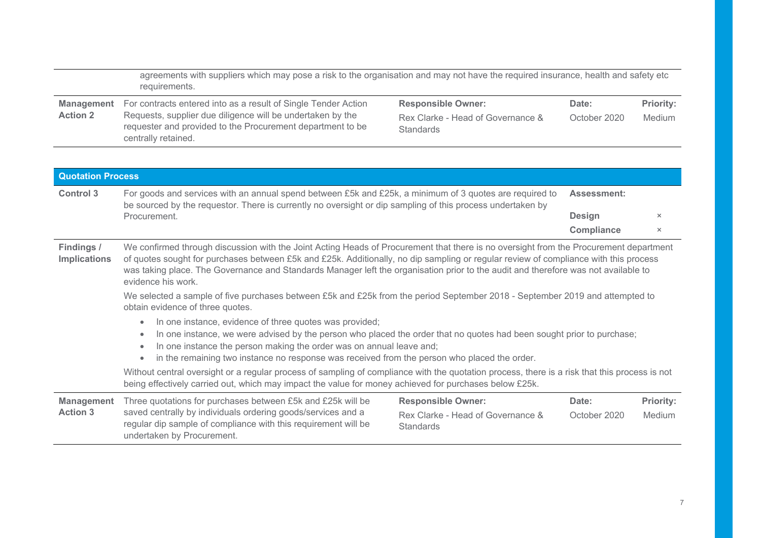| | |
|---|---|
| | agreements with suppliers which may pose a risk to the organisation and may not have the required insurance, health and safety etc requirements. |

| | | | | |
|---|---|---|---|---|
| **Management Action 2** | For contracts entered into as a result of Single Tender Action Requests, supplier due diligence will be undertaken by the requester and provided to the Procurement department to be centrally retained. | **Responsible Owner:** Rex Clarke - Head of Governance & Standards | **Date:** October 2020 | **Priority:** Medium |

**Quotation Process**

| | | |
|---|---|---|
| **Control 3** | For goods and services with an annual spend between £5k and £25k, a minimum of 3 quotes are required to be sourced by the requestor. There is currently no oversight or dip sampling of this process undertaken by Procurement. | **Assessment:** **Design** × **Compliance** × |

**Findings / Implications**

We confirmed through discussion with the Joint Acting Heads of Procurement that there is no oversight from the Procurement department of quotes sought for purchases between £5k and £25k. Additionally, no dip sampling or regular review of compliance with this process was taking place. The Governance and Standards Manager left the organisation prior to the audit and therefore was not available to evidence his work.

We selected a sample of five purchases between £5k and £25k from the period September 2018 - September 2019 and attempted to obtain evidence of three quotes.

- In one instance, evidence of three quotes was provided;
- In one instance, we were advised by the person who placed the order that no quotes had been sought prior to purchase;
- In one instance the person making the order was on annual leave and;
- in the remaining two instance no response was received from the person who placed the order.

Without central oversight or a regular process of sampling of compliance with the quotation process, there is a risk that this process is not being effectively carried out, which may impact the value for money achieved for purchases below £25k.

| | | | | |
|---|---|---|---|---|
| **Management Action 3** | Three quotations for purchases between £5k and £25k will be saved centrally by individuals ordering goods/services and a regular dip sample of compliance with this requirement will be undertaken by Procurement. | **Responsible Owner:** Rex Clarke - Head of Governance & Standards | **Date:** October 2020 | **Priority:** Medium |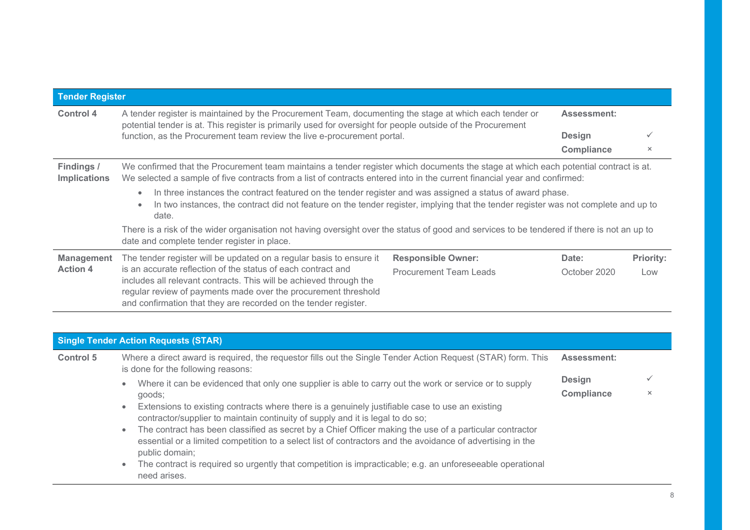## Tender Register

**Control 4**

A tender register is maintained by the Procurement Team, documenting the stage at which each tender or potential tender is at. This register is primarily used for oversight for people outside of the Procurement function, as the Procurement team review the live e-procurement portal.

**Assessment:**

| | |
|---|---|
| **Design** | ✓ |
| **Compliance** | × |

**Findings / Implications**

We confirmed that the Procurement team maintains a tender register which documents the stage at which each potential contract is at. We selected a sample of five contracts from a list of contracts entered into in the current financial year and confirmed:

- In three instances the contract featured on the tender register and was assigned a status of award phase.
- In two instances, the contract did not feature on the tender register, implying that the tender register was not complete and up to date.

There is a risk of the wider organisation not having oversight over the status of good and services to be tendered if there is not an up to date and complete tender register in place.

| Management Action 4 | Responsible Owner: | Date: | Priority: |
|---|---|---|---|
| The tender register will be updated on a regular basis to ensure it is an accurate reflection of the status of each contract and includes all relevant contracts. This will be achieved through the regular review of payments made over the procurement threshold and confirmation that they are recorded on the tender register. | Procurement Team Leads | October 2020 | Low |

## Single Tender Action Requests (STAR)

**Control 5**

Where a direct award is required, the requestor fills out the Single Tender Action Request (STAR) form. This is done for the following reasons:

- Where it can be evidenced that only one supplier is able to carry out the work or service or to supply goods;
- Extensions to existing contracts where there is a genuinely justifiable case to use an existing contractor/supplier to maintain continuity of supply and it is legal to do so;
- The contract has been classified as secret by a Chief Officer making the use of a particular contractor essential or a limited competition to a select list of contractors and the avoidance of advertising in the public domain;
- The contract is required so urgently that competition is impracticable; e.g. an unforeseeable operational need arises.

**Assessment:**

| | |
|---|---|
| **Design** | ✓ |
| **Compliance** | × |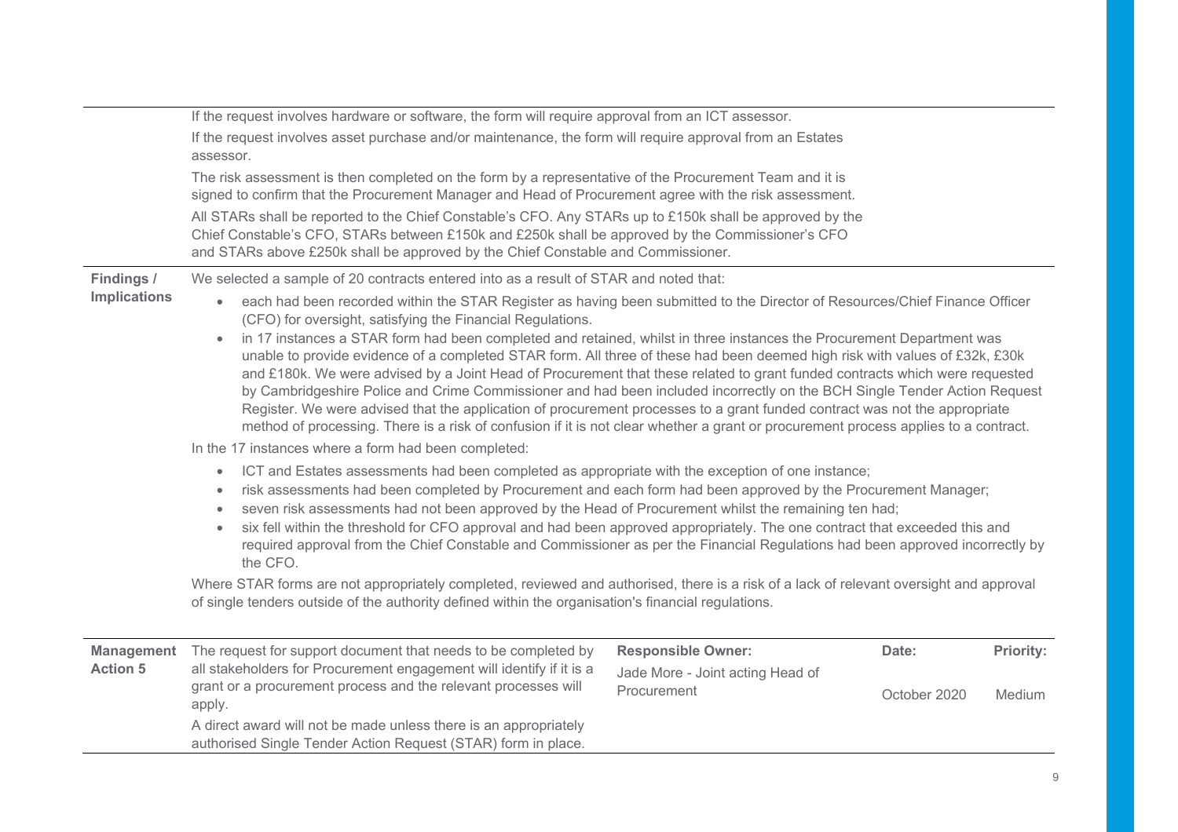| | | | | |
|---|---|---|---|---|
| | If the request involves hardware or software, the form will require approval from an ICT assessor.<br><br>If the request involves asset purchase and/or maintenance, the form will require approval from an Estates assessor.<br><br>The risk assessment is then completed on the form by a representative of the Procurement Team and it is signed to confirm that the Procurement Manager and Head of Procurement agree with the risk assessment.<br><br>All STARs shall be reported to the Chief Constable's CFO. Any STARs up to £150k shall be approved by the Chief Constable's CFO, STARs between £150k and £250k shall be approved by the Commissioner's CFO and STARs above £250k shall be approved by the Chief Constable and Commissioner. | | | |
| **Findings / Implications** | We selected a sample of 20 contracts entered into as a result of STAR and noted that:<br><br>• each had been recorded within the STAR Register as having been submitted to the Director of Resources/Chief Finance Officer (CFO) for oversight, satisfying the Financial Regulations.<br>• in 17 instances a STAR form had been completed and retained, whilst in three instances the Procurement Department was unable to provide evidence of a completed STAR form. All three of these had been deemed high risk with values of £32k, £30k and £180k. We were advised by a Joint Head of Procurement that these related to grant funded contracts which were requested by Cambridgeshire Police and Crime Commissioner and had been included incorrectly on the BCH Single Tender Action Request Register. We were advised that the application of procurement processes to a grant funded contract was not the appropriate method of processing. There is a risk of confusion if it is not clear whether a grant or procurement process applies to a contract.<br><br>In the 17 instances where a form had been completed:<br><br>• ICT and Estates assessments had been completed as appropriate with the exception of one instance;<br>• risk assessments had been completed by Procurement and each form had been approved by the Procurement Manager;<br>• seven risk assessments had not been approved by the Head of Procurement whilst the remaining ten had;<br>• six fell within the threshold for CFO approval and had been approved appropriately. The one contract that exceeded this and required approval from the Chief Constable and Commissioner as per the Financial Regulations had been approved incorrectly by the CFO.<br><br>Where STAR forms are not appropriately completed, reviewed and authorised, there is a risk of a lack of relevant oversight and approval of single tenders outside of the authority defined within the organisation's financial regulations. | | | |
| **Management Action 5** | The request for support document that needs to be completed by all stakeholders for Procurement engagement will identify if it is a grant or a procurement process and the relevant processes will apply.<br><br>A direct award will not be made unless there is an appropriately authorised Single Tender Action Request (STAR) form in place. | **Responsible Owner:**<br>Jade More - Joint acting Head of Procurement | **Date:**<br>October 2020 | **Priority:**<br>Medium |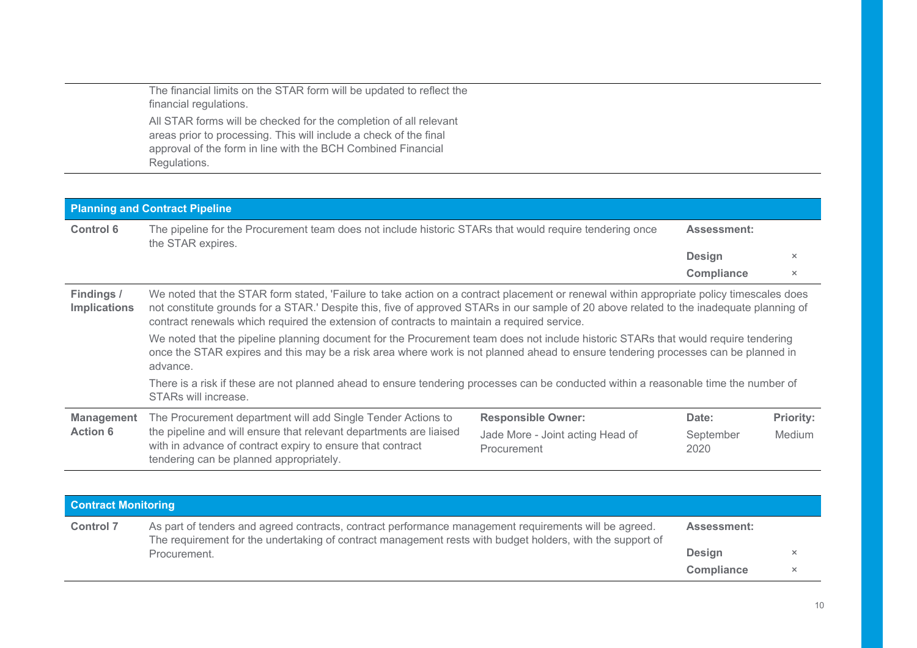The financial limits on the STAR form will be updated to reflect the financial regulations.

All STAR forms will be checked for the completion of all relevant areas prior to processing. This will include a check of the final approval of the form in line with the BCH Combined Financial Regulations.

## Planning and Contract Pipeline

| | | | | |
|---|---|---|---|---|
| **Control 6** | The pipeline for the Procurement team does not include historic STARs that would require tendering once the STAR expires. | | **Assessment:**<br>**Design** ×<br>**Compliance** × | |
| **Findings / Implications** | We noted that the STAR form stated, 'Failure to take action on a contract placement or renewal within appropriate policy timescales does not constitute grounds for a STAR.' Despite this, five of approved STARs in our sample of 20 above related to the inadequate planning of contract renewals which required the extension of contracts to maintain a required service.<br><br>We noted that the pipeline planning document for the Procurement team does not include historic STARs that would require tendering once the STAR expires and this may be a risk area where work is not planned ahead to ensure tendering processes can be planned in advance.<br><br>There is a risk if these are not planned ahead to ensure tendering processes can be conducted within a reasonable time the number of STARs will increase. | | | |
| **Management Action 6** | The Procurement department will add Single Tender Actions to the pipeline and will ensure that relevant departments are liaised with in advance of contract expiry to ensure that contract tendering can be planned appropriately. | **Responsible Owner:**<br>Jade More - Joint acting Head of Procurement | **Date:**<br>September 2020 | **Priority:**<br>Medium |

## Contract Monitoring

| | | |
|---|---|---|
| **Control 7** | As part of tenders and agreed contracts, contract performance management requirements will be agreed. The requirement for the undertaking of contract management rests with budget holders, with the support of Procurement. | **Assessment:**<br>**Design** ×<br>**Compliance** × |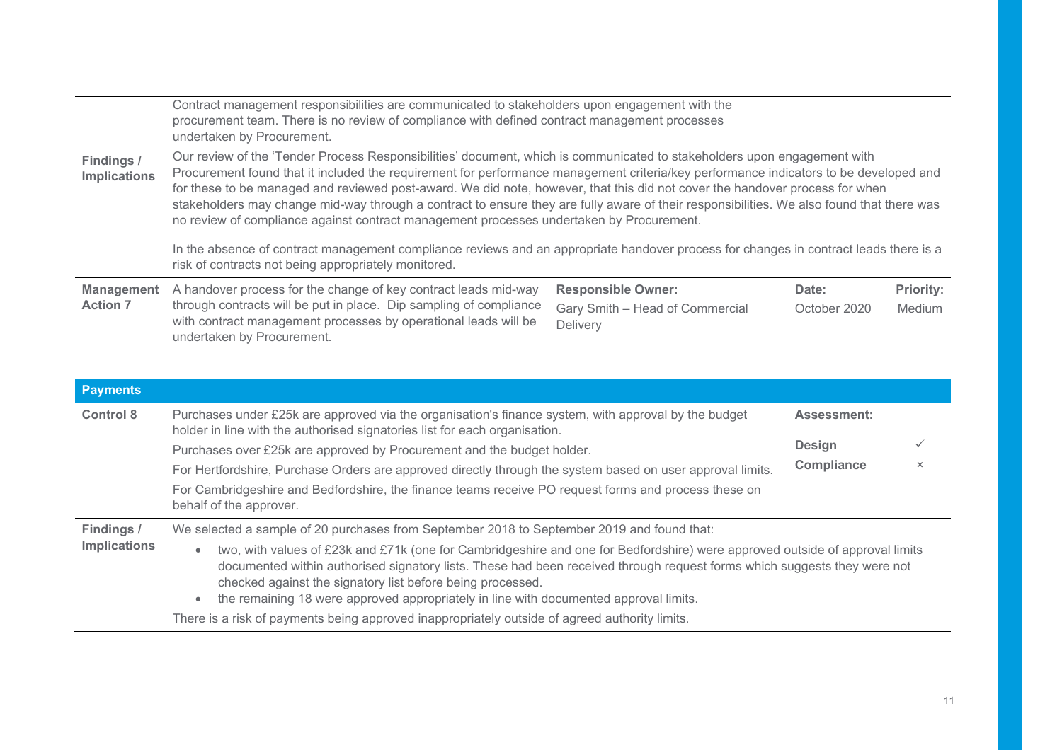| | |
|---|---|
| | Contract management responsibilities are communicated to stakeholders upon engagement with the procurement team. There is no review of compliance with defined contract management processes undertaken by Procurement. |
| **Findings / Implications** | Our review of the 'Tender Process Responsibilities' document, which is communicated to stakeholders upon engagement with Procurement found that it included the requirement for performance management criteria/key performance indicators to be developed and for these to be managed and reviewed post-award. We did note, however, that this did not cover the handover process for when stakeholders may change mid-way through a contract to ensure they are fully aware of their responsibilities. We also found that there was no review of compliance against contract management processes undertaken by Procurement.<br><br>In the absence of contract management compliance reviews and an appropriate handover process for changes in contract leads there is a risk of contracts not being appropriately monitored. |

| | | | | |
|---|---|---|---|---|
| **Management Action 7** | A handover process for the change of key contract leads mid-way through contracts will be put in place. Dip sampling of compliance with contract management processes by operational leads will be undertaken by Procurement. | **Responsible Owner:**<br>Gary Smith – Head of Commercial Delivery | **Date:**<br>October 2020 | **Priority:**<br>Medium |

## Payments

| | | | |
|---|---|---|---|
| **Control 8** | Purchases under £25k are approved via the organisation's finance system, with approval by the budget holder in line with the authorised signatories list for each organisation.<br><br>Purchases over £25k are approved by Procurement and the budget holder.<br><br>For Hertfordshire, Purchase Orders are approved directly through the system based on user approval limits.<br><br>For Cambridgeshire and Bedfordshire, the finance teams receive PO request forms and process these on behalf of the approver. | **Assessment:**<br><br>**Design**<br>**Compliance** | <br><br>✓<br>× |

**Findings / Implications**

We selected a sample of 20 purchases from September 2018 to September 2019 and found that:

- two, with values of £23k and £71k (one for Cambridgeshire and one for Bedfordshire) were approved outside of approval limits documented within authorised signatory lists. These had been received through request forms which suggests they were not checked against the signatory list before being processed.
- the remaining 18 were approved appropriately in line with documented approval limits.

There is a risk of payments being approved inappropriately outside of agreed authority limits.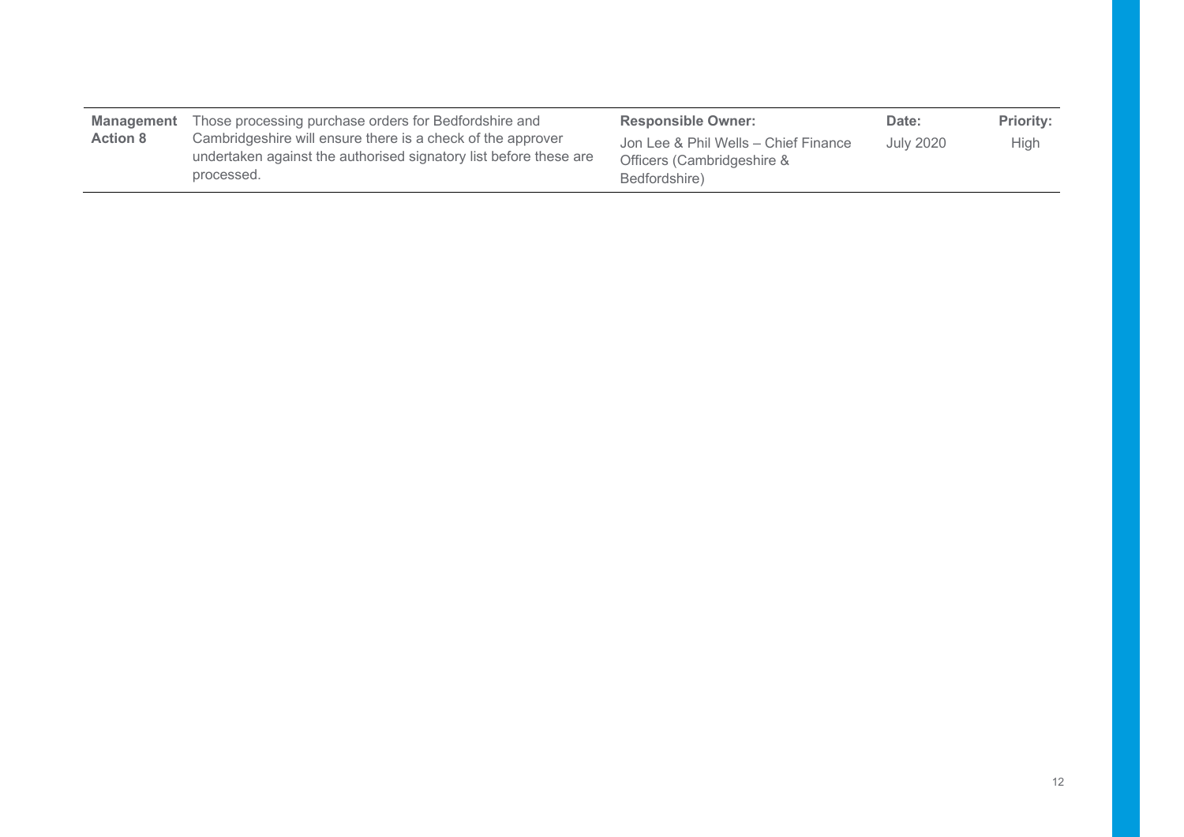| **Management Action 8** | Those processing purchase orders for Bedfordshire and Cambridgeshire will ensure there is a check of the approver undertaken against the authorised signatory list before these are processed. | **Responsible Owner:** Jon Lee & Phil Wells – Chief Finance Officers (Cambridgeshire & Bedfordshire) | **Date:** July 2020 | **Priority:** High |
| --- | --- | --- | --- | --- |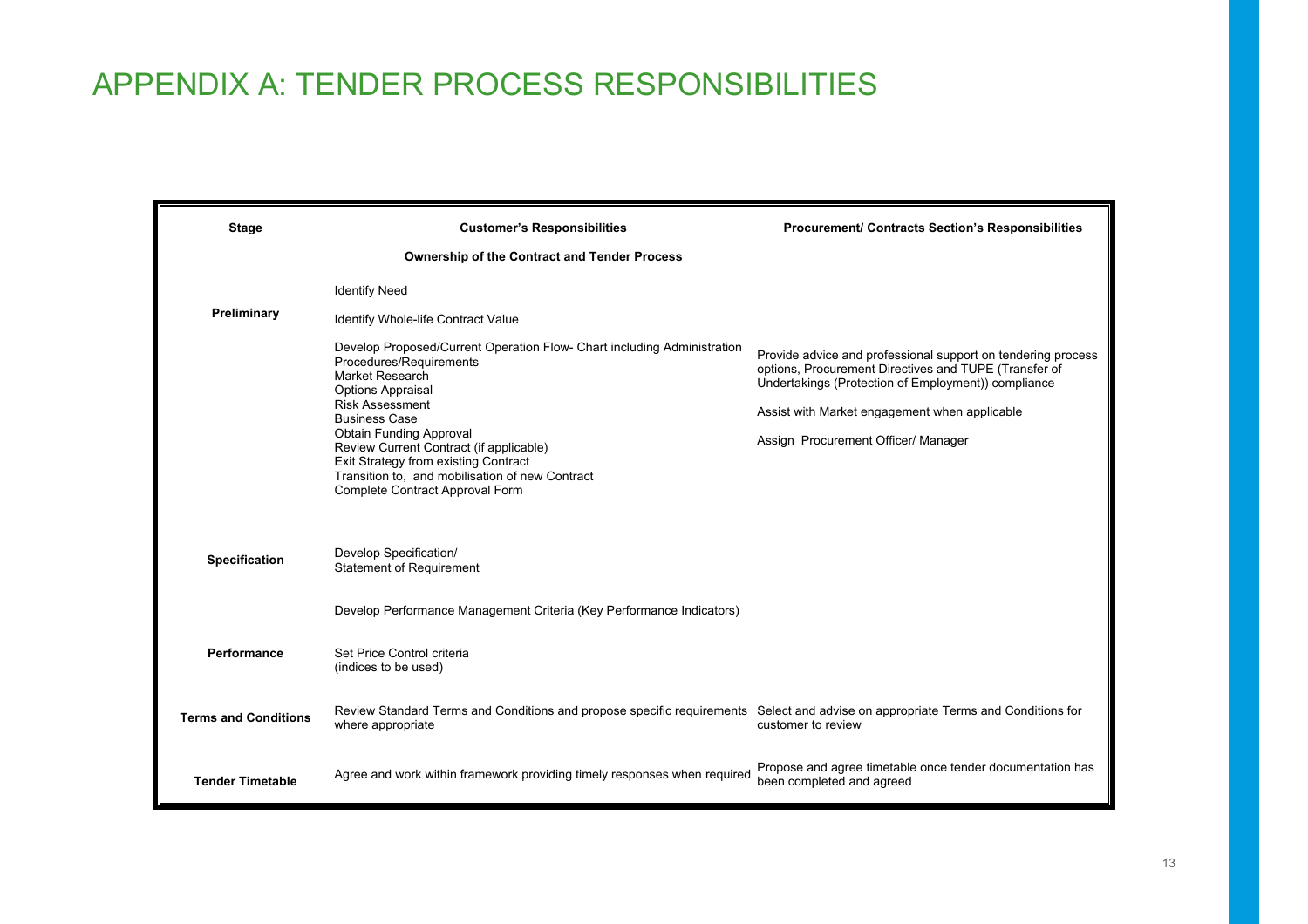# APPENDIX A: TENDER PROCESS RESPONSIBILITIES

| Stage | Customer's Responsibilities | Procurement/ Contracts Section's Responsibilities |
|---|---|---|
| | **Ownership of the Contract and Tender Process** | |
| **Preliminary** | Identify Need<br><br>Identify Whole-life Contract Value<br><br>Develop Proposed/Current Operation Flow- Chart including Administration Procedures/Requirements<br>Market Research<br>Options Appraisal<br>Risk Assessment<br>Business Case<br>Obtain Funding Approval<br>Review Current Contract (if applicable)<br>Exit Strategy from existing Contract<br>Transition to, and mobilisation of new Contract<br>Complete Contract Approval Form | Provide advice and professional support on tendering process options, Procurement Directives and TUPE (Transfer of Undertakings (Protection of Employment)) compliance<br><br>Assist with Market engagement when applicable<br><br>Assign Procurement Officer/ Manager |
| **Specification** | Develop Specification/ Statement of Requirement | |
| | Develop Performance Management Criteria (Key Performance Indicators) | |
| **Performance** | Set Price Control criteria (indices to be used) | |
| **Terms and Conditions** | Review Standard Terms and Conditions and propose specific requirements where appropriate | Select and advise on appropriate Terms and Conditions for customer to review |
| **Tender Timetable** | Agree and work within framework providing timely responses when required | Propose and agree timetable once tender documentation has been completed and agreed |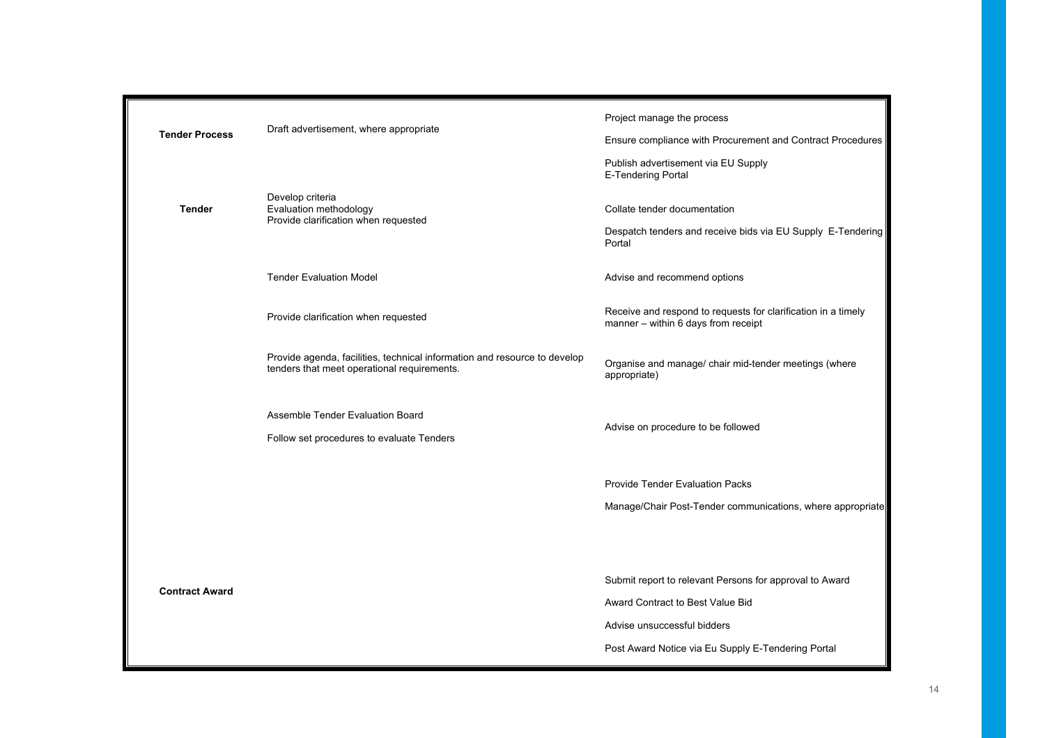| | | |
|---|---|---|
| **Tender Process** | Draft advertisement, where appropriate | Project manage the process<br><br>Ensure compliance with Procurement and Contract Procedures<br><br>Publish advertisement via EU Supply E-Tendering Portal |
| **Tender** | Develop criteria<br>Evaluation methodology<br>Provide clarification when requested | Collate tender documentation<br><br>Despatch tenders and receive bids via EU Supply E-Tendering Portal |
| | Tender Evaluation Model | Advise and recommend options |
| | Provide clarification when requested | Receive and respond to requests for clarification in a timely manner – within 6 days from receipt |
| | Provide agenda, facilities, technical information and resource to develop tenders that meet operational requirements. | Organise and manage/ chair mid-tender meetings (where appropriate) |
| | Assemble Tender Evaluation Board<br><br>Follow set procedures to evaluate Tenders | Advise on procedure to be followed |
| | | Provide Tender Evaluation Packs<br><br>Manage/Chair Post-Tender communications, where appropriate |
| **Contract Award** | | Submit report to relevant Persons for approval to Award<br><br>Award Contract to Best Value Bid<br><br>Advise unsuccessful bidders<br><br>Post Award Notice via Eu Supply E-Tendering Portal |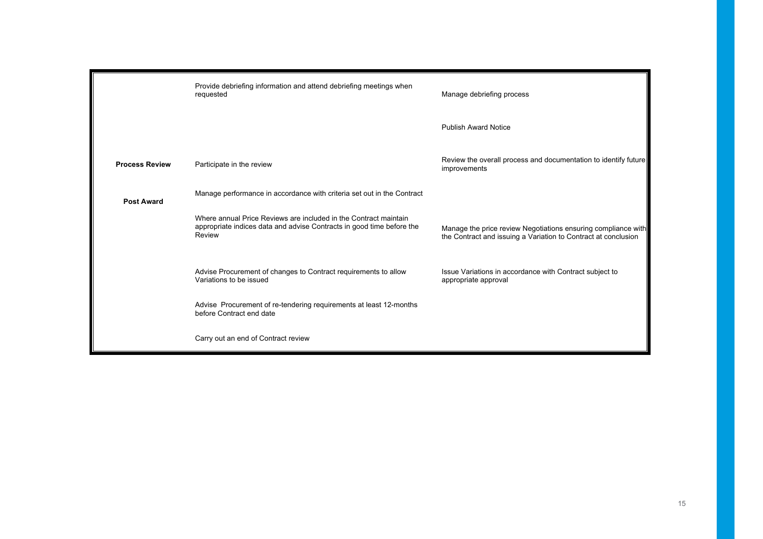| | | |
|---|---|---|
| | Provide debriefing information and attend debriefing meetings when requested | Manage debriefing process |
| | | Publish Award Notice |
| **Process Review** | Participate in the review | Review the overall process and documentation to identify future improvements |
| **Post Award** | Manage performance in accordance with criteria set out in the Contract | |
| | Where annual Price Reviews are included in the Contract maintain appropriate indices data and advise Contracts in good time before the Review | Manage the price review Negotiations ensuring compliance with the Contract and issuing a Variation to Contract at conclusion |
| | Advise Procurement of changes to Contract requirements to allow Variations to be issued | Issue Variations in accordance with Contract subject to appropriate approval |
| | Advise Procurement of re-tendering requirements at least 12-months before Contract end date | |
| | Carry out an end of Contract review | |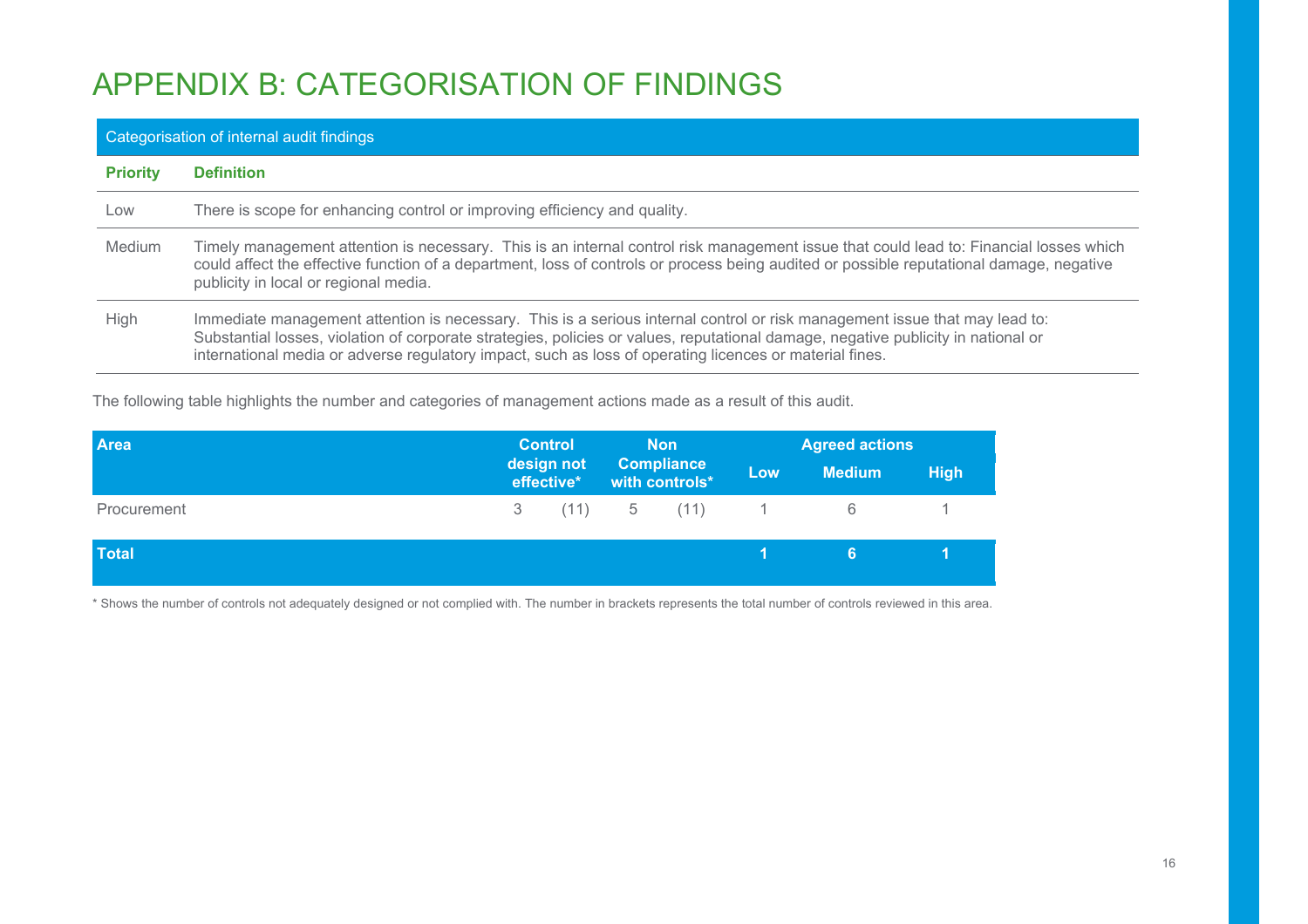# APPENDIX B: CATEGORISATION OF FINDINGS

| Categorisation of internal audit findings | |
|---|---|
| **Priority** | **Definition** |
| Low | There is scope for enhancing control or improving efficiency and quality. |
| Medium | Timely management attention is necessary. This is an internal control risk management issue that could lead to: Financial losses which could affect the effective function of a department, loss of controls or process being audited or possible reputational damage, negative publicity in local or regional media. |
| High | Immediate management attention is necessary. This is a serious internal control or risk management issue that may lead to: Substantial losses, violation of corporate strategies, policies or values, reputational damage, negative publicity in national or international media or adverse regulatory impact, such as loss of operating licences or material fines. |

The following table highlights the number and categories of management actions made as a result of this audit.

| Area | Control design not effective* | | Non Compliance with controls* | | Agreed actions | | |
|---|---|---|---|---|---|---|---|
| | | | | | Low | Medium | High |
| Procurement | 3 | (11) | 5 | (11) | 1 | 6 | 1 |
| **Total** | | | | | **1** | **6** | **1** |

\* Shows the number of controls not adequately designed or not complied with. The number in brackets represents the total number of controls reviewed in this area.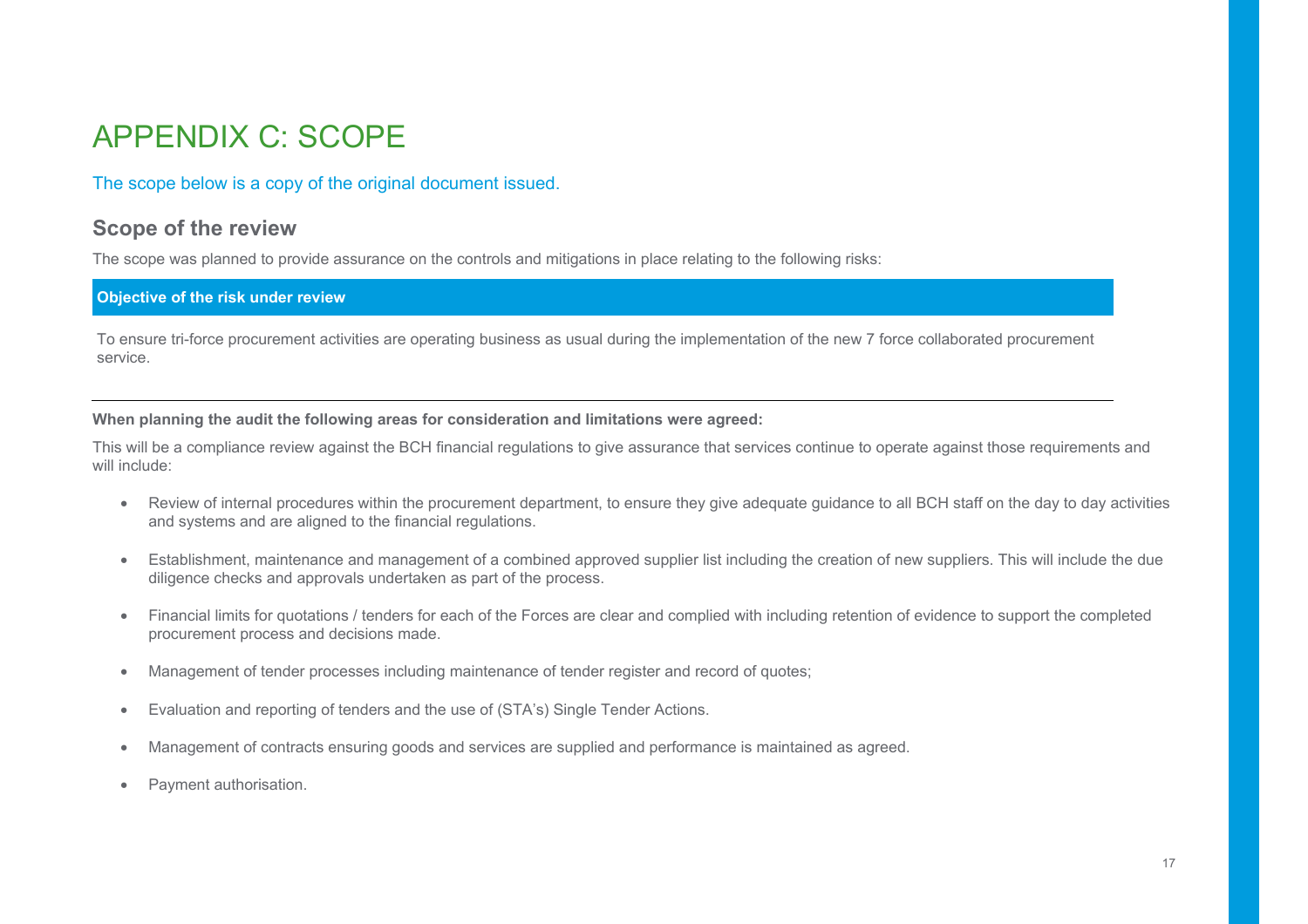# APPENDIX C: SCOPE

The scope below is a copy of the original document issued.

## Scope of the review

The scope was planned to provide assurance on the controls and mitigations in place relating to the following risks:

| Objective of the risk under review |
| --- |
| To ensure tri-force procurement activities are operating business as usual during the implementation of the new 7 force collaborated procurement service. |

**When planning the audit the following areas for consideration and limitations were agreed:**

This will be a compliance review against the BCH financial regulations to give assurance that services continue to operate against those requirements and will include:

- Review of internal procedures within the procurement department, to ensure they give adequate guidance to all BCH staff on the day to day activities and systems and are aligned to the financial regulations.
- Establishment, maintenance and management of a combined approved supplier list including the creation of new suppliers. This will include the due diligence checks and approvals undertaken as part of the process.
- Financial limits for quotations / tenders for each of the Forces are clear and complied with including retention of evidence to support the completed procurement process and decisions made.
- Management of tender processes including maintenance of tender register and record of quotes;
- Evaluation and reporting of tenders and the use of (STA's) Single Tender Actions.
- Management of contracts ensuring goods and services are supplied and performance is maintained as agreed.
- Payment authorisation.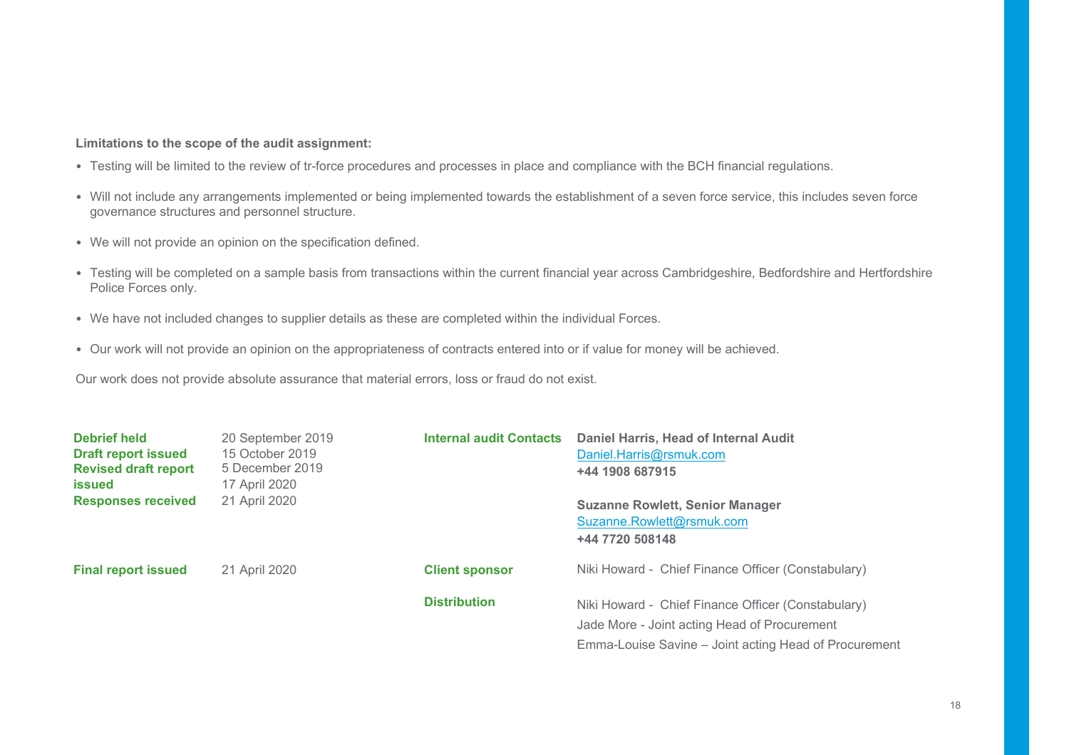**Limitations to the scope of the audit assignment:**

- Testing will be limited to the review of tr-force procedures and processes in place and compliance with the BCH financial regulations.
- Will not include any arrangements implemented or being implemented towards the establishment of a seven force service, this includes seven force governance structures and personnel structure.
- We will not provide an opinion on the specification defined.
- Testing will be completed on a sample basis from transactions within the current financial year across Cambridgeshire, Bedfordshire and Hertfordshire Police Forces only.
- We have not included changes to supplier details as these are completed within the individual Forces.
- Our work will not provide an opinion on the appropriateness of contracts entered into or if value for money will be achieved.

Our work does not provide absolute assurance that material errors, loss or fraud do not exist.

| | | | |
|---|---|---|---|
| **Debrief held** | 20 September 2019 | **Internal audit Contacts** | **Daniel Harris, Head of Internal Audit**<br>Daniel.Harris@rsmuk.com<br>**+44 1908 687915**<br><br>**Suzanne Rowlett, Senior Manager**<br>Suzanne.Rowlett@rsmuk.com<br>**+44 7720 508148** |
| **Draft report issued** | 15 October 2019 | | |
| **Revised draft report issued** | 5 December 2019<br>17 April 2020 | | |
| **Responses received** | 21 April 2020 | | |
| **Final report issued** | 21 April 2020 | **Client sponsor** | Niki Howard - Chief Finance Officer (Constabulary) |
| | | **Distribution** | Niki Howard - Chief Finance Officer (Constabulary)<br>Jade More - Joint acting Head of Procurement<br>Emma-Louise Savine – Joint acting Head of Procurement |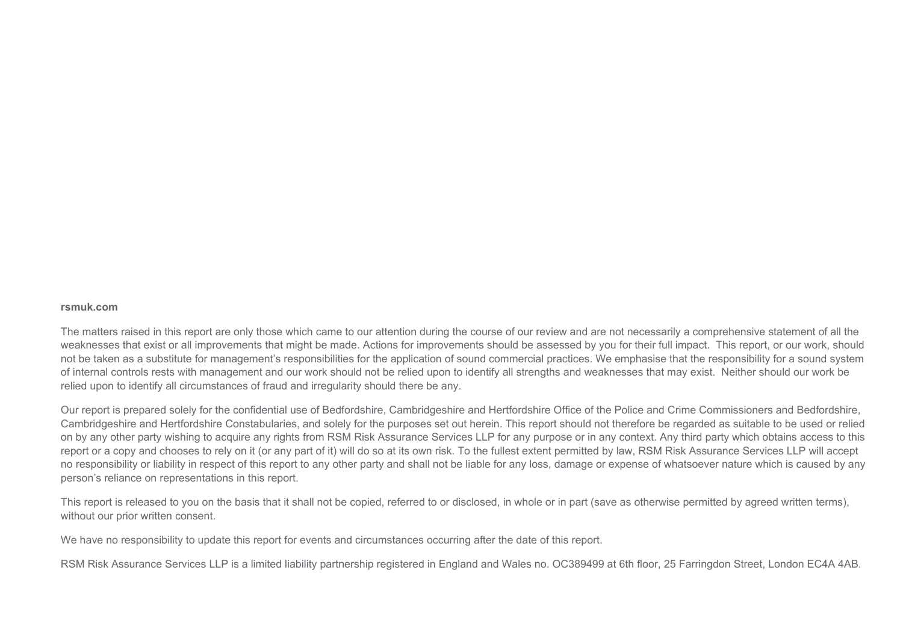**rsmuk.com**

The matters raised in this report are only those which came to our attention during the course of our review and are not necessarily a comprehensive statement of all the weaknesses that exist or all improvements that might be made. Actions for improvements should be assessed by you for their full impact. This report, or our work, should not be taken as a substitute for management's responsibilities for the application of sound commercial practices. We emphasise that the responsibility for a sound system of internal controls rests with management and our work should not be relied upon to identify all strengths and weaknesses that may exist. Neither should our work be relied upon to identify all circumstances of fraud and irregularity should there be any.

Our report is prepared solely for the confidential use of Bedfordshire, Cambridgeshire and Hertfordshire Office of the Police and Crime Commissioners and Bedfordshire, Cambridgeshire and Hertfordshire Constabularies, and solely for the purposes set out herein. This report should not therefore be regarded as suitable to be used or relied on by any other party wishing to acquire any rights from RSM Risk Assurance Services LLP for any purpose or in any context. Any third party which obtains access to this report or a copy and chooses to rely on it (or any part of it) will do so at its own risk. To the fullest extent permitted by law, RSM Risk Assurance Services LLP will accept no responsibility or liability in respect of this report to any other party and shall not be liable for any loss, damage or expense of whatsoever nature which is caused by any person's reliance on representations in this report.

This report is released to you on the basis that it shall not be copied, referred to or disclosed, in whole or in part (save as otherwise permitted by agreed written terms), without our prior written consent.

We have no responsibility to update this report for events and circumstances occurring after the date of this report.

RSM Risk Assurance Services LLP is a limited liability partnership registered in England and Wales no. OC389499 at 6th floor, 25 Farringdon Street, London EC4A 4AB.